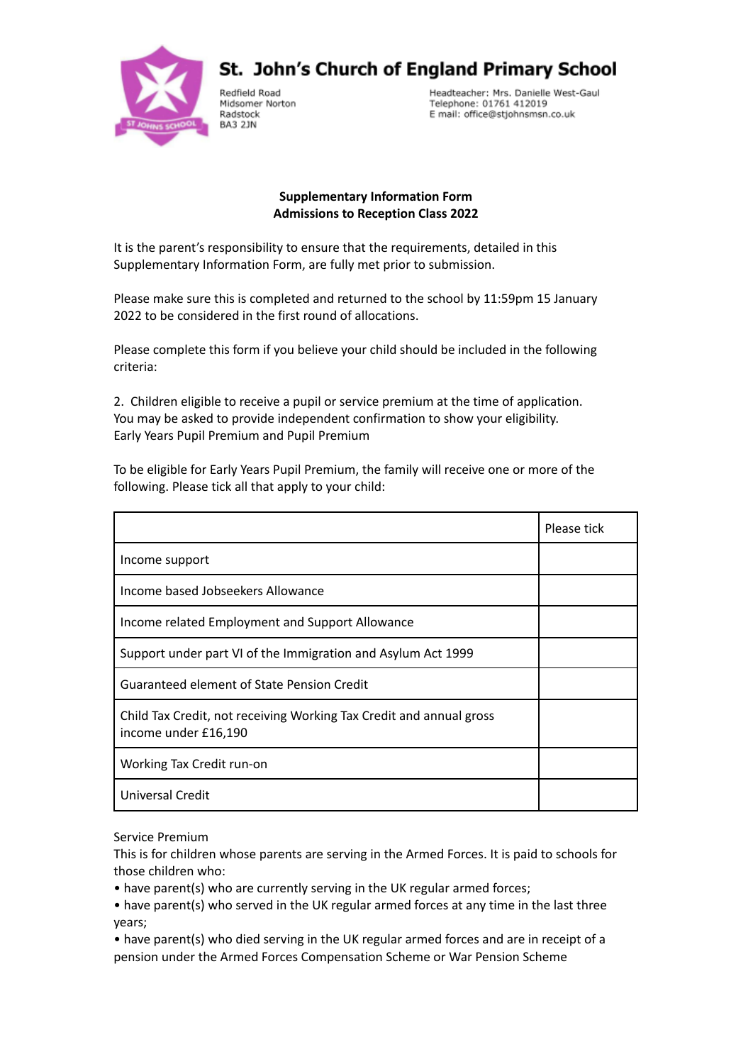# St. John's Church of England Primary School

Redfield Road
Midsomer Norton
Radstock
BA3 2JN

Headteacher: Mrs. Danielle West-Gaul
Telephone: 01761 412019
E mail: office@stjohnsmsn.co.uk

**Supplementary Information Form**
**Admissions to Reception Class 2022**

It is the parent's responsibility to ensure that the requirements, detailed in this Supplementary Information Form, are fully met prior to submission.

Please make sure this is completed and returned to the school by 11:59pm 15 January 2022 to be considered in the first round of allocations.

Please complete this form if you believe your child should be included in the following criteria:

2. Children eligible to receive a pupil or service premium at the time of application. You may be asked to provide independent confirmation to show your eligibility.
Early Years Pupil Premium and Pupil Premium

To be eligible for Early Years Pupil Premium, the family will receive one or more of the following. Please tick all that apply to your child:

| | Please tick |
|---|---|
| Income support | |
| Income based Jobseekers Allowance | |
| Income related Employment and Support Allowance | |
| Support under part VI of the Immigration and Asylum Act 1999 | |
| Guaranteed element of State Pension Credit | |
| Child Tax Credit, not receiving Working Tax Credit and annual gross income under £16,190 | |
| Working Tax Credit run-on | |
| Universal Credit | |

Service Premium
This is for children whose parents are serving in the Armed Forces. It is paid to schools for those children who:

- have parent(s) who are currently serving in the UK regular armed forces;
- have parent(s) who served in the UK regular armed forces at any time in the last three years;
- have parent(s) who died serving in the UK regular armed forces and are in receipt of a pension under the Armed Forces Compensation Scheme or War Pension Scheme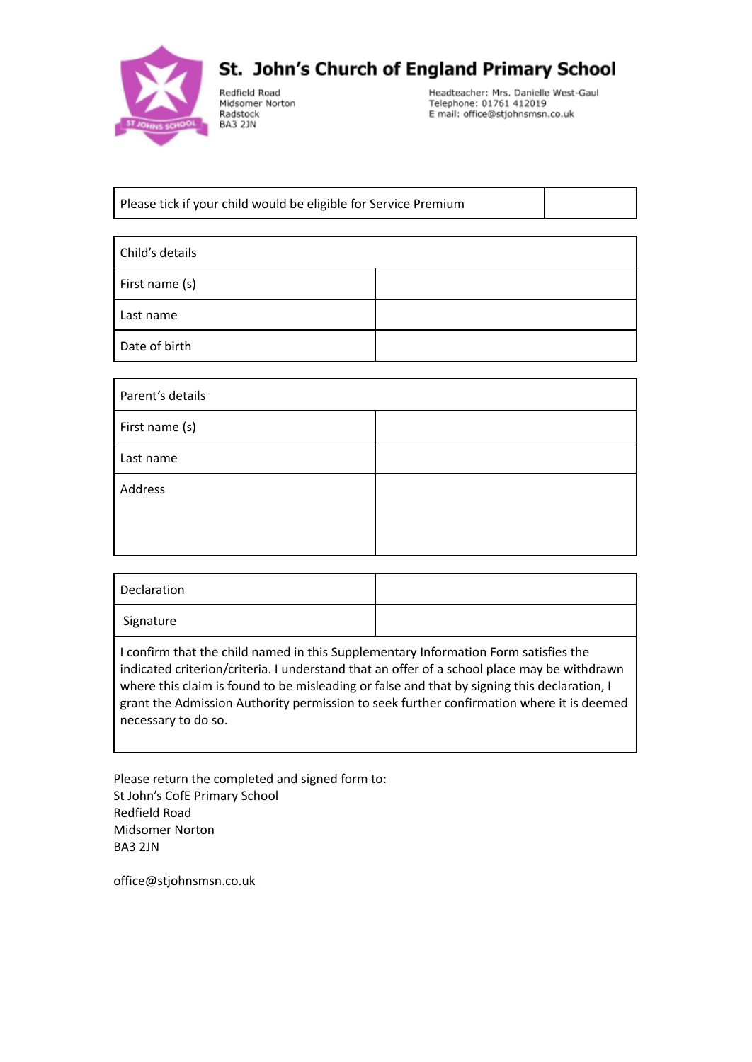# St. John's Church of England Primary School

Redfield Road
Midsomer Norton
Radstock
BA3 2JN

Headteacher: Mrs. Danielle West-Gaul
Telephone: 01761 412019
E mail: office@stjohnsmsn.co.uk

| | |
|---|---|
| Please tick if your child would be eligible for Service Premium | |

| | |
|---|---|
| Child's details | |
| First name (s) | |
| Last name | |
| Date of birth | |

| | |
|---|---|
| Parent's details | |
| First name (s) | |
| Last name | |
| Address | |

| | |
|---|---|
| Declaration | |
| Signature | |
| I confirm that the child named in this Supplementary Information Form satisfies the indicated criterion/criteria. I understand that an offer of a school place may be withdrawn where this claim is found to be misleading or false and that by signing this declaration, I grant the Admission Authority permission to seek further confirmation where it is deemed necessary to do so. | |

Please return the completed and signed form to:
St John's CofE Primary School
Redfield Road
Midsomer Norton
BA3 2JN

office@stjohnsmsn.co.uk